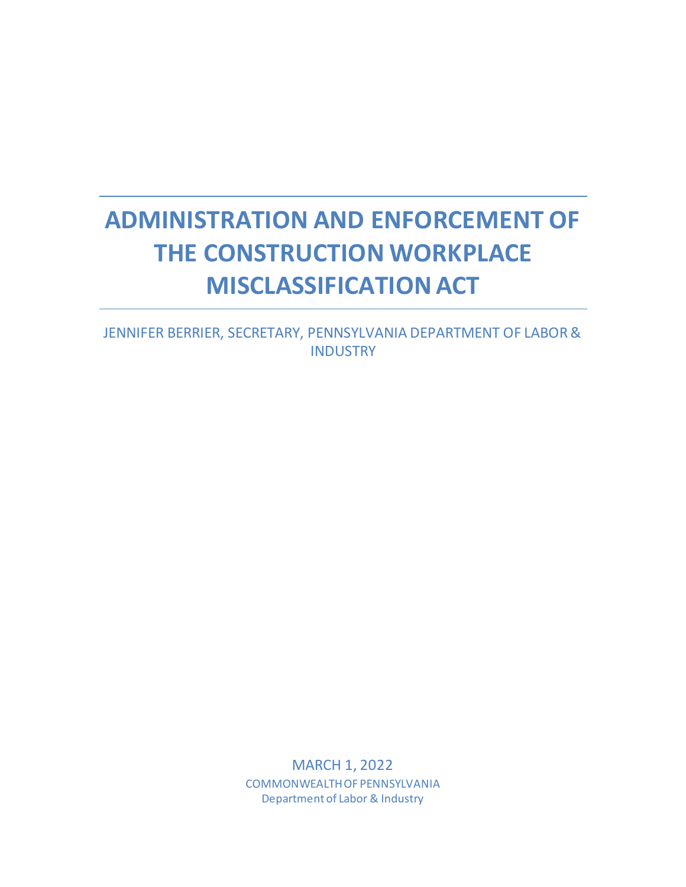# ADMINISTRATION AND ENFORCEMENT OF THE CONSTRUCTION WORKPLACE MISCLASSIFICATION ACT

JENNIFER BERRIER, SECRETARY, PENNSYLVANIA DEPARTMENT OF LABOR & INDUSTRY

MARCH 1, 2022

COMMONWEALTH OF PENNSYLVANIA

Department of Labor & Industry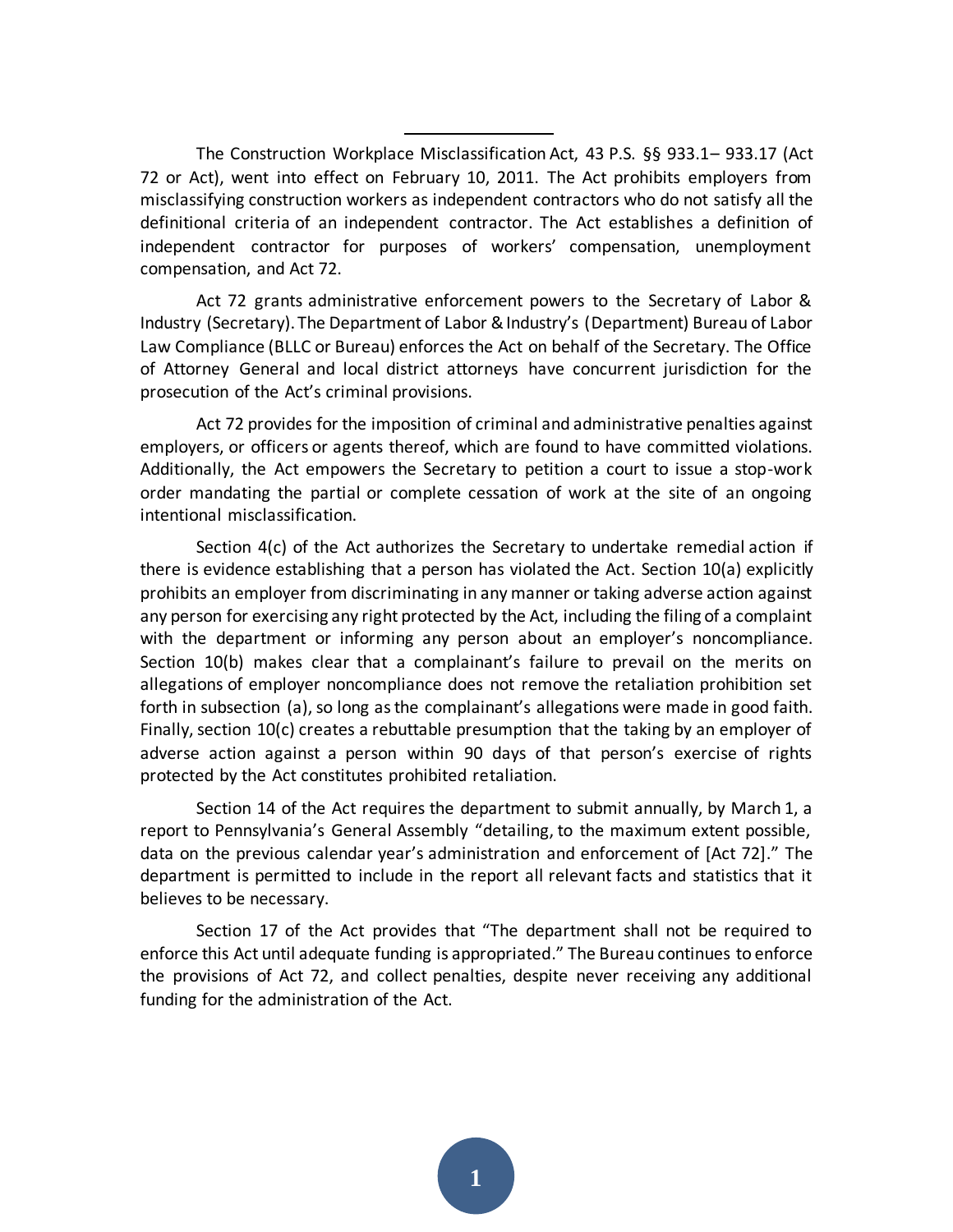The Construction Workplace Misclassification Act, 43 P.S. §§ 933.1– 933.17 (Act 72 or Act), went into effect on February 10, 2011. The Act prohibits employers from misclassifying construction workers as independent contractors who do not satisfy all the definitional criteria of an independent contractor. The Act establishes a definition of independent contractor for purposes of workers' compensation, unemployment compensation, and Act 72.

Act 72 grants administrative enforcement powers to the Secretary of Labor & Industry (Secretary). The Department of Labor & Industry's (Department) Bureau of Labor Law Compliance (BLLC or Bureau) enforces the Act on behalf of the Secretary. The Office of Attorney General and local district attorneys have concurrent jurisdiction for the prosecution of the Act's criminal provisions.

Act 72 provides for the imposition of criminal and administrative penalties against employers, or officers or agents thereof, which are found to have committed violations. Additionally, the Act empowers the Secretary to petition a court to issue a stop-work order mandating the partial or complete cessation of work at the site of an ongoing intentional misclassification.

Section 4(c) of the Act authorizes the Secretary to undertake remedial action if there is evidence establishing that a person has violated the Act. Section 10(a) explicitly prohibits an employer from discriminating in any manner or taking adverse action against any person for exercising any right protected by the Act, including the filing of a complaint with the department or informing any person about an employer's noncompliance. Section 10(b) makes clear that a complainant's failure to prevail on the merits on allegations of employer noncompliance does not remove the retaliation prohibition set forth in subsection (a), so long as the complainant's allegations were made in good faith. Finally, section 10(c) creates a rebuttable presumption that the taking by an employer of adverse action against a person within 90 days of that person's exercise of rights protected by the Act constitutes prohibited retaliation.

Section 14 of the Act requires the department to submit annually, by March 1, a report to Pennsylvania's General Assembly "detailing, to the maximum extent possible, data on the previous calendar year's administration and enforcement of [Act 72]." The department is permitted to include in the report all relevant facts and statistics that it believes to be necessary.

Section 17 of the Act provides that "The department shall not be required to enforce this Act until adequate funding is appropriated." The Bureau continues to enforce the provisions of Act 72, and collect penalties, despite never receiving any additional funding for the administration of the Act.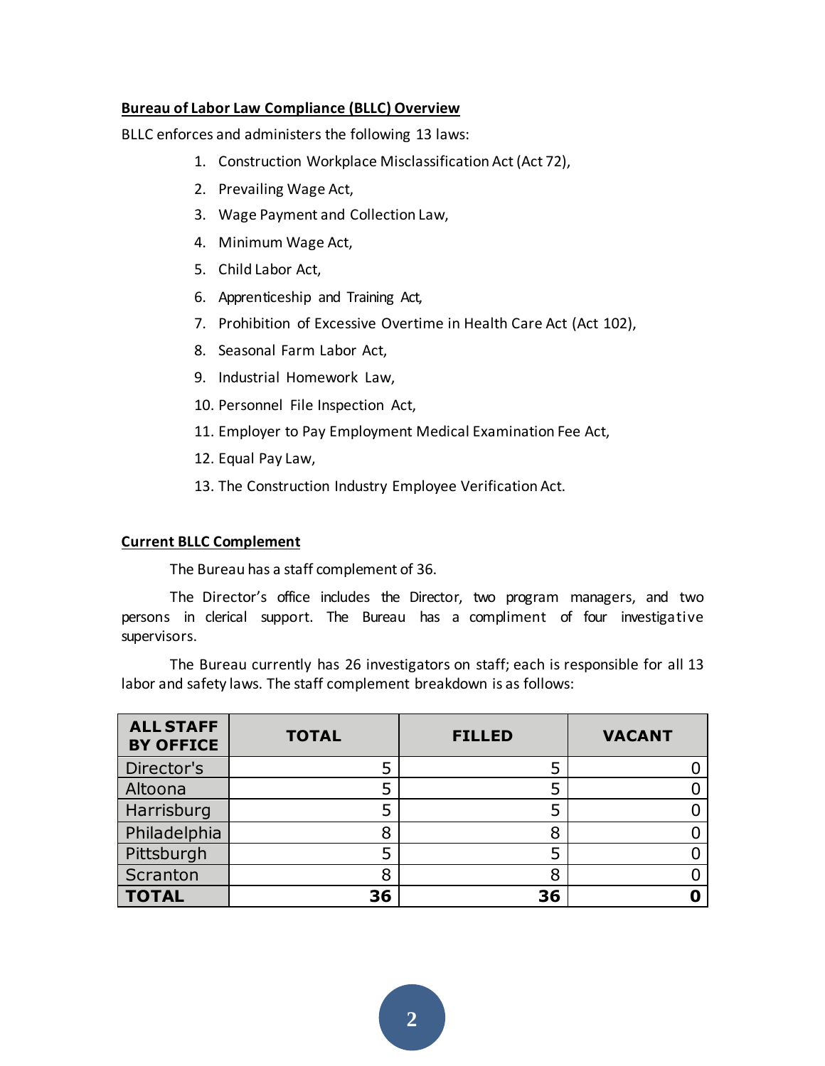**Bureau of Labor Law Compliance (BLLC) Overview**

BLLC enforces and administers the following 13 laws:

1. Construction Workplace Misclassification Act (Act 72),
2. Prevailing Wage Act,
3. Wage Payment and Collection Law,
4. Minimum Wage Act,
5. Child Labor Act,
6. Apprenticeship and Training Act,
7. Prohibition of Excessive Overtime in Health Care Act (Act 102),
8. Seasonal Farm Labor Act,
9. Industrial Homework Law,
10. Personnel File Inspection Act,
11. Employer to Pay Employment Medical Examination Fee Act,
12. Equal Pay Law,
13. The Construction Industry Employee Verification Act.

**Current BLLC Complement**

The Bureau has a staff complement of 36.

The Director's office includes the Director, two program managers, and two persons in clerical support. The Bureau has a compliment of four investigative supervisors.

The Bureau currently has 26 investigators on staff; each is responsible for all 13 labor and safety laws. The staff complement breakdown is as follows:

| ALL STAFF BY OFFICE | TOTAL | FILLED | VACANT |
|---|---|---|---|
| Director's | 5 | 5 | 0 |
| Altoona | 5 | 5 | 0 |
| Harrisburg | 5 | 5 | 0 |
| Philadelphia | 8 | 8 | 0 |
| Pittsburgh | 5 | 5 | 0 |
| Scranton | 8 | 8 | 0 |
| **TOTAL** | **36** | **36** | **0** |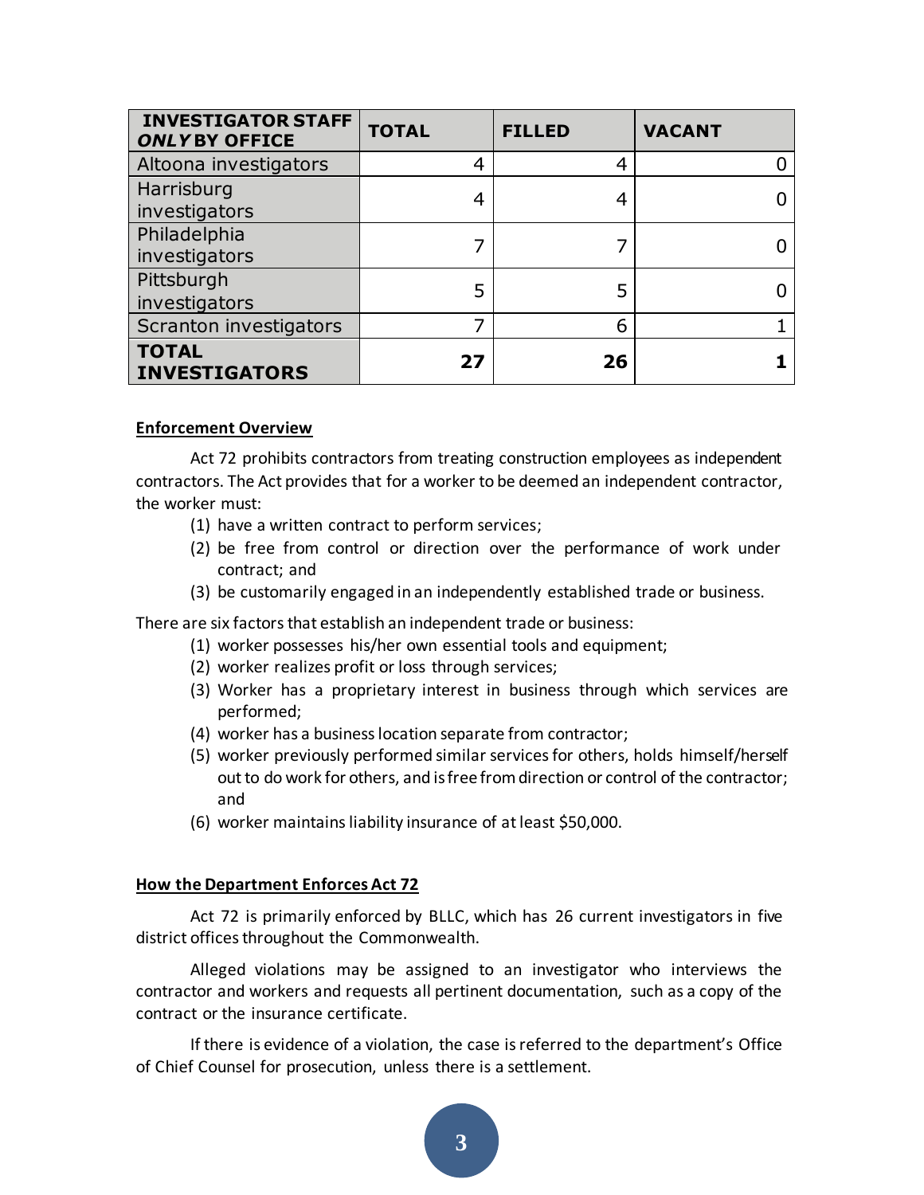| INVESTIGATOR STAFF ***ONLY*** BY OFFICE | TOTAL | FILLED | VACANT |
|---|---|---|---|
| Altoona investigators | 4 | 4 | 0 |
| Harrisburg investigators | 4 | 4 | 0 |
| Philadelphia investigators | 7 | 7 | 0 |
| Pittsburgh investigators | 5 | 5 | 0 |
| Scranton investigators | 7 | 6 | 1 |
| **TOTAL INVESTIGATORS** | **27** | **26** | **1** |

**Enforcement Overview**

Act 72 prohibits contractors from treating construction employees as independent contractors. The Act provides that for a worker to be deemed an independent contractor, the worker must:

1. have a written contract to perform services;
2. be free from control or direction over the performance of work under contract; and
3. be customarily engaged in an independently established trade or business.

There are six factors that establish an independent trade or business:

1. worker possesses his/her own essential tools and equipment;
2. worker realizes profit or loss through services;
3. Worker has a proprietary interest in business through which services are performed;
4. worker has a business location separate from contractor;
5. worker previously performed similar services for others, holds himself/herself out to do work for others, and is free from direction or control of the contractor; and
6. worker maintains liability insurance of at least $50,000.

**How the Department Enforces Act 72**

Act 72 is primarily enforced by BLLC, which has 26 current investigators in five district offices throughout the Commonwealth.

Alleged violations may be assigned to an investigator who interviews the contractor and workers and requests all pertinent documentation, such as a copy of the contract or the insurance certificate.

If there is evidence of a violation, the case is referred to the department's Office of Chief Counsel for prosecution, unless there is a settlement.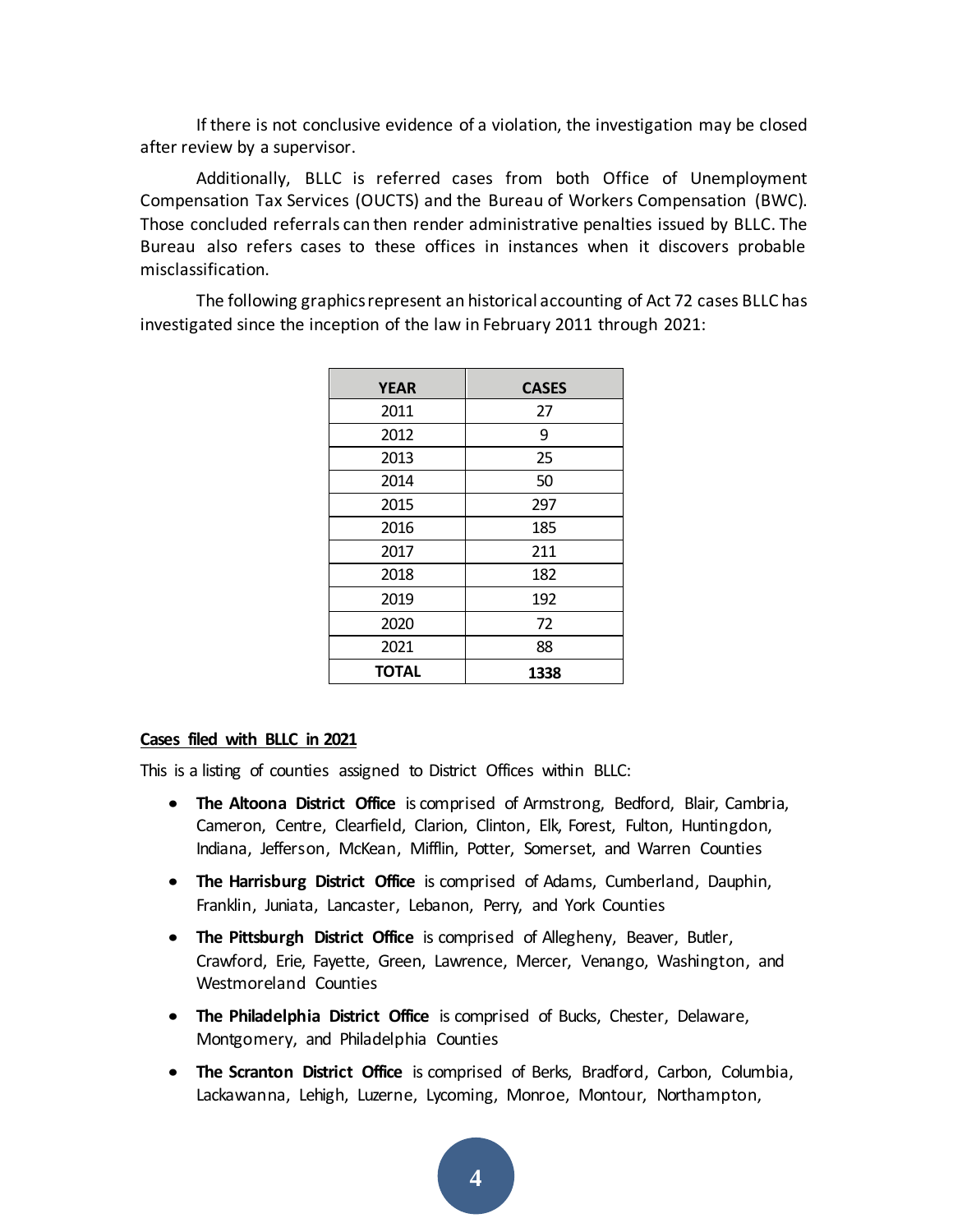If there is not conclusive evidence of a violation, the investigation may be closed after review by a supervisor.

Additionally, BLLC is referred cases from both Office of Unemployment Compensation Tax Services (OUCTS) and the Bureau of Workers Compensation (BWC). Those concluded referrals can then render administrative penalties issued by BLLC. The Bureau also refers cases to these offices in instances when it discovers probable misclassification.

The following graphics represent an historical accounting of Act 72 cases BLLC has investigated since the inception of the law in February 2011 through 2021:

| YEAR | CASES |
|---|---|
| 2011 | 27 |
| 2012 | 9 |
| 2013 | 25 |
| 2014 | 50 |
| 2015 | 297 |
| 2016 | 185 |
| 2017 | 211 |
| 2018 | 182 |
| 2019 | 192 |
| 2020 | 72 |
| 2021 | 88 |
| **TOTAL** | **1338** |

**Cases filed with BLLC in 2021**

This is a listing of counties assigned to District Offices within BLLC:

- **The Altoona District Office** is comprised of Armstrong, Bedford, Blair, Cambria, Cameron, Centre, Clearfield, Clarion, Clinton, Elk, Forest, Fulton, Huntingdon, Indiana, Jefferson, McKean, Mifflin, Potter, Somerset, and Warren Counties
- **The Harrisburg District Office** is comprised of Adams, Cumberland, Dauphin, Franklin, Juniata, Lancaster, Lebanon, Perry, and York Counties
- **The Pittsburgh District Office** is comprised of Allegheny, Beaver, Butler, Crawford, Erie, Fayette, Green, Lawrence, Mercer, Venango, Washington, and Westmoreland Counties
- **The Philadelphia District Office** is comprised of Bucks, Chester, Delaware, Montgomery, and Philadelphia Counties
- **The Scranton District Office** is comprised of Berks, Bradford, Carbon, Columbia, Lackawanna, Lehigh, Luzerne, Lycoming, Monroe, Montour, Northampton,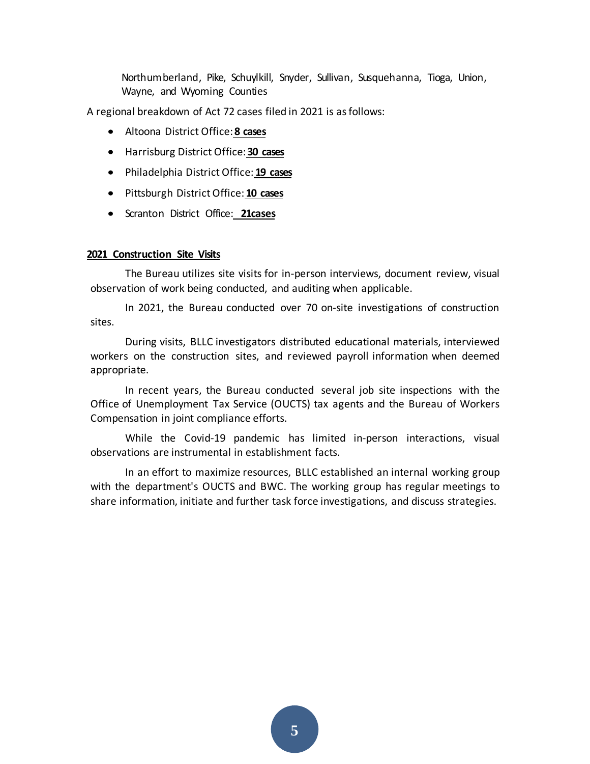Northumberland, Pike, Schuylkill, Snyder, Sullivan, Susquehanna, Tioga, Union, Wayne, and Wyoming Counties

A regional breakdown of Act 72 cases filed in 2021 is as follows:

- Altoona District Office: **8 cases**
- Harrisburg District Office: **30 cases**
- Philadelphia District Office: **19 cases**
- Pittsburgh District Office: **10 cases**
- Scranton District Office: **21cases**

**2021 Construction Site Visits**

The Bureau utilizes site visits for in-person interviews, document review, visual observation of work being conducted, and auditing when applicable.

In 2021, the Bureau conducted over 70 on-site investigations of construction sites.

During visits, BLLC investigators distributed educational materials, interviewed workers on the construction sites, and reviewed payroll information when deemed appropriate.

In recent years, the Bureau conducted several job site inspections with the Office of Unemployment Tax Service (OUCTS) tax agents and the Bureau of Workers Compensation in joint compliance efforts.

While the Covid-19 pandemic has limited in-person interactions, visual observations are instrumental in establishment facts.

In an effort to maximize resources, BLLC established an internal working group with the department's OUCTS and BWC. The working group has regular meetings to share information, initiate and further task force investigations, and discuss strategies.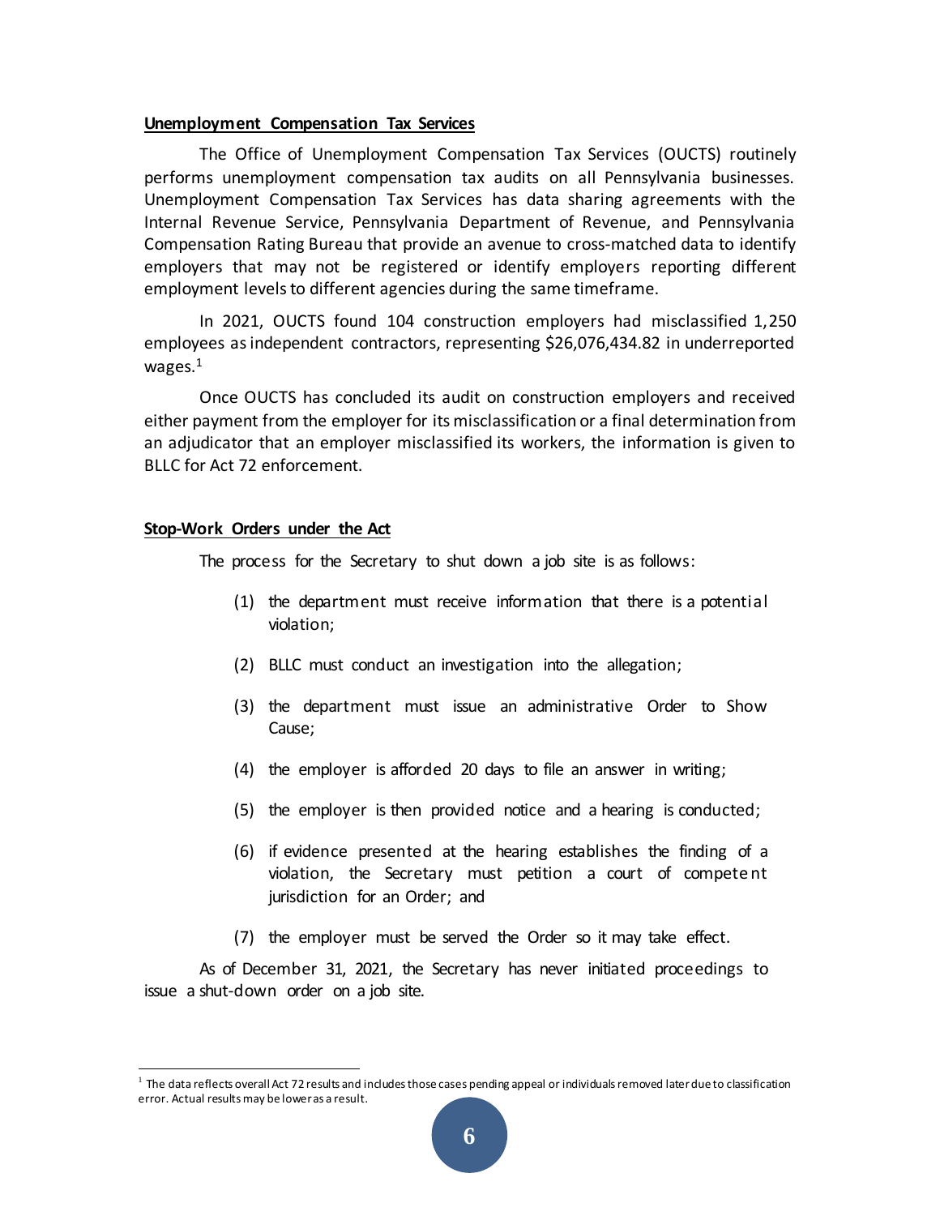**Unemployment Compensation Tax Services**

The Office of Unemployment Compensation Tax Services (OUCTS) routinely performs unemployment compensation tax audits on all Pennsylvania businesses. Unemployment Compensation Tax Services has data sharing agreements with the Internal Revenue Service, Pennsylvania Department of Revenue, and Pennsylvania Compensation Rating Bureau that provide an avenue to cross-matched data to identify employers that may not be registered or identify employers reporting different employment levels to different agencies during the same timeframe.

In 2021, OUCTS found 104 construction employers had misclassified 1,250 employees as independent contractors, representing $26,076,434.82 in underreported wages.[1]

Once OUCTS has concluded its audit on construction employers and received either payment from the employer for its misclassification or a final determination from an adjudicator that an employer misclassified its workers, the information is given to BLLC for Act 72 enforcement.

**Stop-Work Orders under the Act**

The process for the Secretary to shut down a job site is as follows:

(1) the department must receive information that there is a potential violation;

(2) BLLC must conduct an investigation into the allegation;

(3) the department must issue an administrative Order to Show Cause;

(4) the employer is afforded 20 days to file an answer in writing;

(5) the employer is then provided notice and a hearing is conducted;

(6) if evidence presented at the hearing establishes the finding of a violation, the Secretary must petition a court of competent jurisdiction for an Order; and

(7) the employer must be served the Order so it may take effect.

As of December 31, 2021, the Secretary has never initiated proceedings to issue a shut-down order on a job site.

[1] The data reflects overall Act 72 results and includes those cases pending appeal or individuals removed later due to classification error. Actual results may be lower as a result.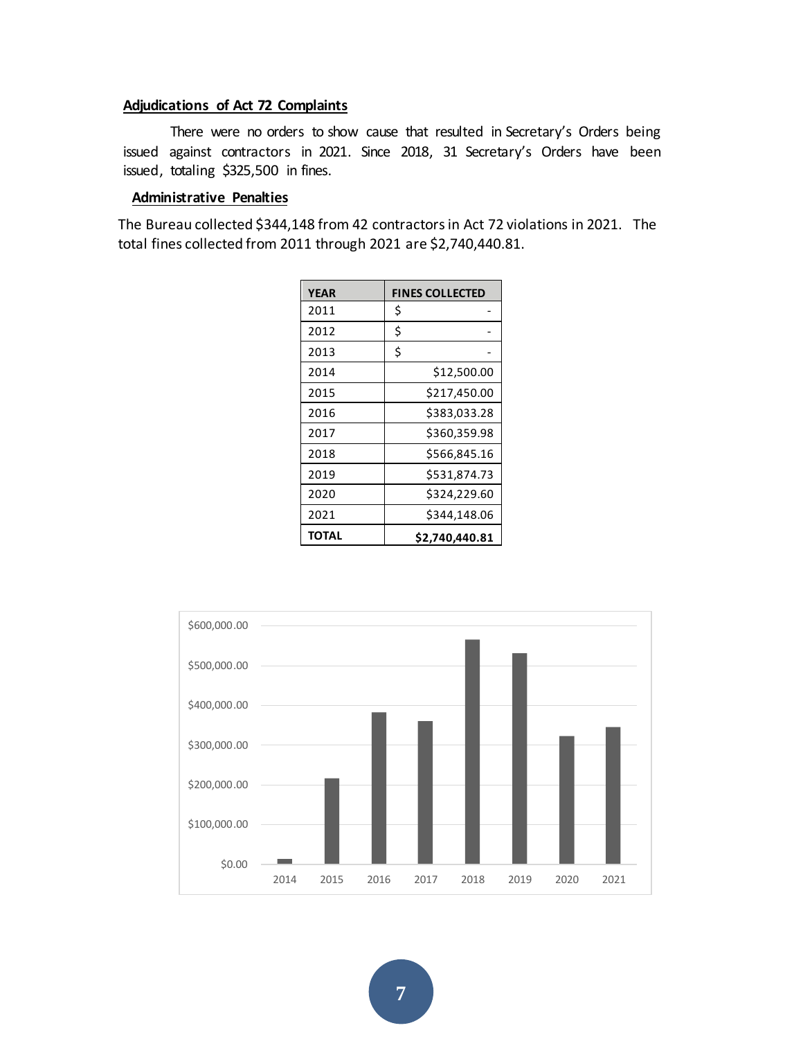## Adjudications of Act 72 Complaints

There were no orders to show cause that resulted in Secretary's Orders being issued against contractors in 2021. Since 2018, 31 Secretary's Orders have been issued, totaling $325,500 in fines.

## Administrative Penalties

The Bureau collected $344,148 from 42 contractors in Act 72 violations in 2021. The total fines collected from 2011 through 2021 are $2,740,440.81.

| YEAR | FINES COLLECTED |
|---|---|
| 2011 | $ - |
| 2012 | $ - |
| 2013 | $ - |
| 2014 | $12,500.00 |
| 2015 | $217,450.00 |
| 2016 | $383,033.28 |
| 2017 | $360,359.98 |
| 2018 | $566,845.16 |
| 2019 | $531,874.73 |
| 2020 | $324,229.60 |
| 2021 | $344,148.06 |
| **TOTAL** | **$2,740,440.81** |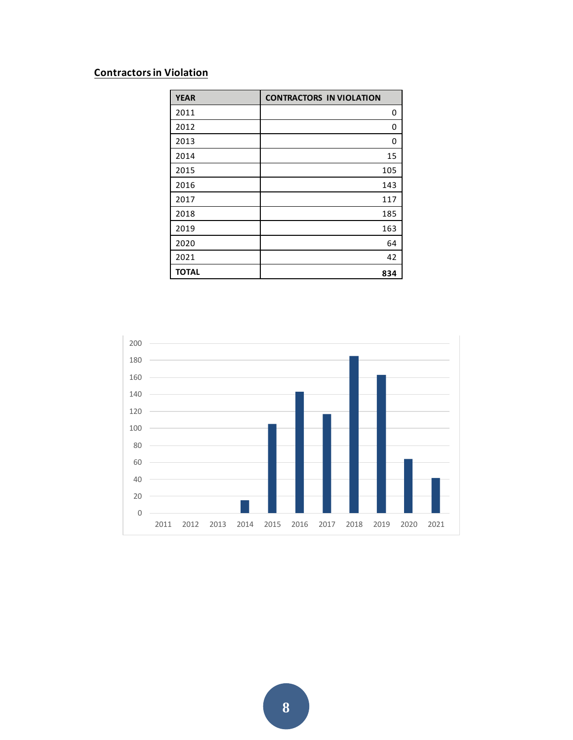## Contractors in Violation

| YEAR | CONTRACTORS IN VIOLATION |
| --- | ---: |
| 2011 | 0 |
| 2012 | 0 |
| 2013 | 0 |
| 2014 | 15 |
| 2015 | 105 |
| 2016 | 143 |
| 2017 | 117 |
| 2018 | 185 |
| 2019 | 163 |
| 2020 | 64 |
| 2021 | 42 |
| **TOTAL** | **834** |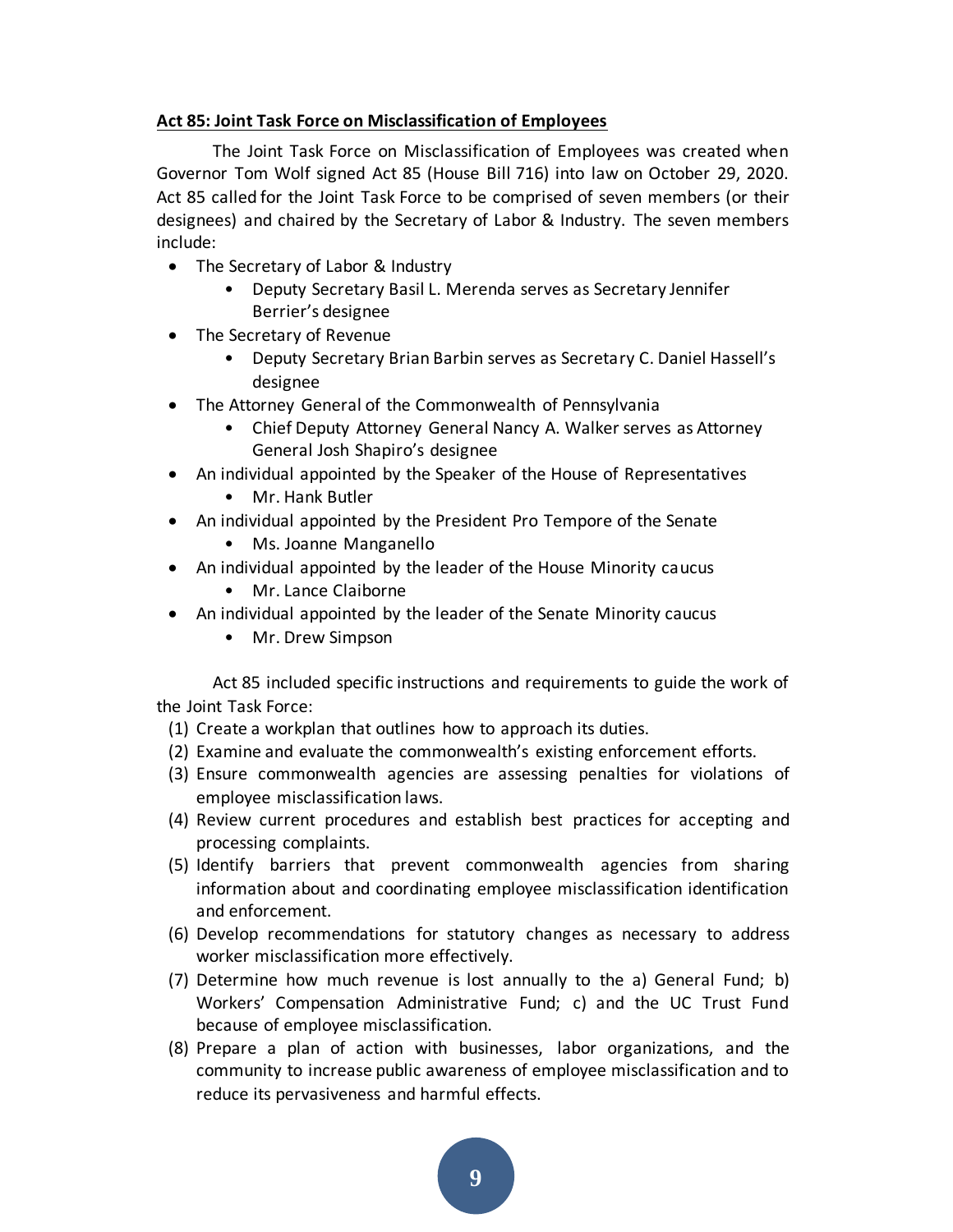**Act 85: Joint Task Force on Misclassification of Employees**

The Joint Task Force on Misclassification of Employees was created when Governor Tom Wolf signed Act 85 (House Bill 716) into law on October 29, 2020. Act 85 called for the Joint Task Force to be comprised of seven members (or their designees) and chaired by the Secretary of Labor & Industry. The seven members include:

- The Secretary of Labor & Industry
  - Deputy Secretary Basil L. Merenda serves as Secretary Jennifer Berrier's designee
- The Secretary of Revenue
  - Deputy Secretary Brian Barbin serves as Secretary C. Daniel Hassell's designee
- The Attorney General of the Commonwealth of Pennsylvania
  - Chief Deputy Attorney General Nancy A. Walker serves as Attorney General Josh Shapiro's designee
- An individual appointed by the Speaker of the House of Representatives
  - Mr. Hank Butler
- An individual appointed by the President Pro Tempore of the Senate
  - Ms. Joanne Manganello
- An individual appointed by the leader of the House Minority caucus
  - Mr. Lance Claiborne
- An individual appointed by the leader of the Senate Minority caucus
  - Mr. Drew Simpson

Act 85 included specific instructions and requirements to guide the work of the Joint Task Force:

(1) Create a workplan that outlines how to approach its duties.
(2) Examine and evaluate the commonwealth's existing enforcement efforts.
(3) Ensure commonwealth agencies are assessing penalties for violations of employee misclassification laws.
(4) Review current procedures and establish best practices for accepting and processing complaints.
(5) Identify barriers that prevent commonwealth agencies from sharing information about and coordinating employee misclassification identification and enforcement.
(6) Develop recommendations for statutory changes as necessary to address worker misclassification more effectively.
(7) Determine how much revenue is lost annually to the a) General Fund; b) Workers' Compensation Administrative Fund; c) and the UC Trust Fund because of employee misclassification.
(8) Prepare a plan of action with businesses, labor organizations, and the community to increase public awareness of employee misclassification and to reduce its pervasiveness and harmful effects.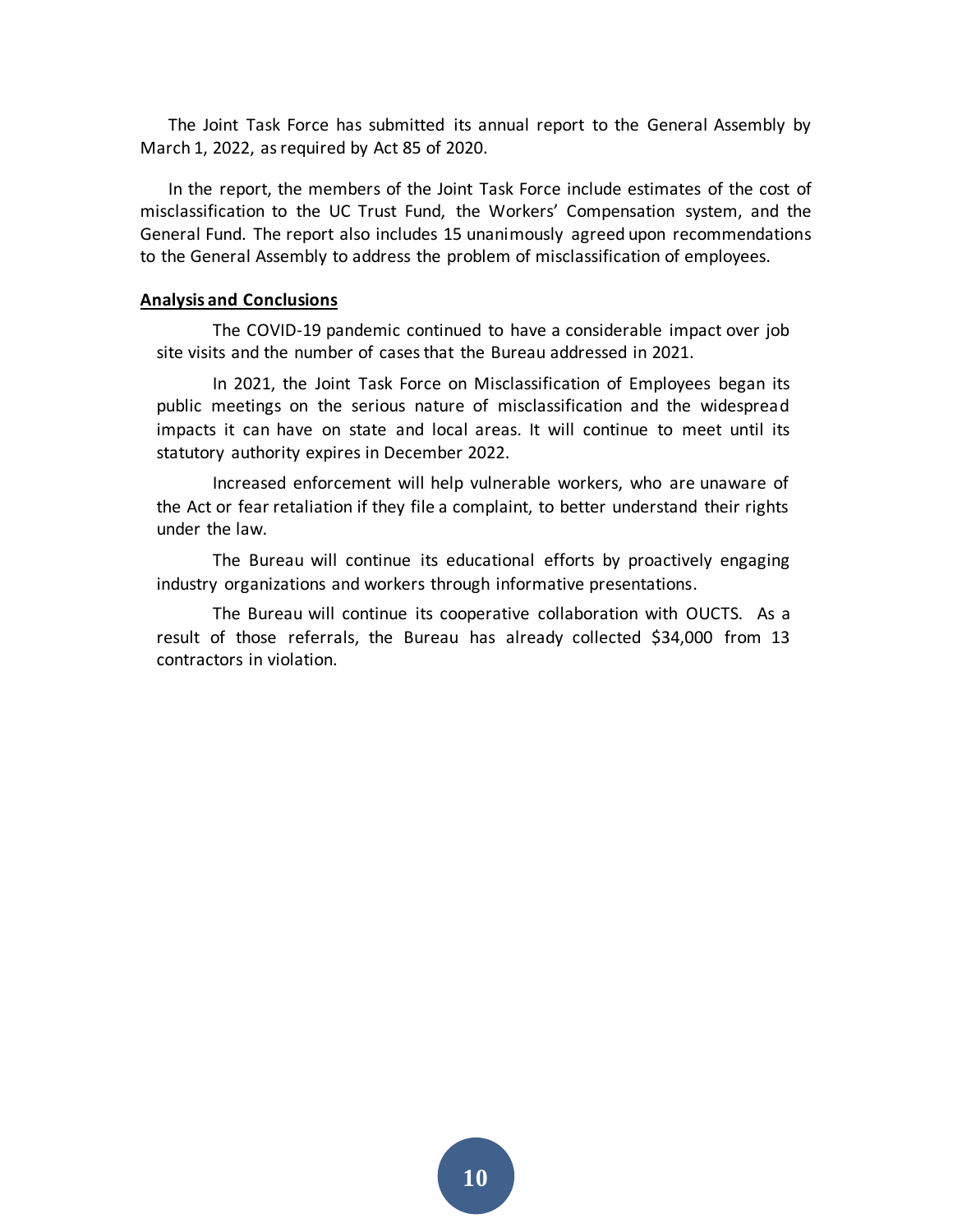The Joint Task Force has submitted its annual report to the General Assembly by March 1, 2022, as required by Act 85 of 2020.

In the report, the members of the Joint Task Force include estimates of the cost of misclassification to the UC Trust Fund, the Workers' Compensation system, and the General Fund. The report also includes 15 unanimously agreed upon recommendations to the General Assembly to address the problem of misclassification of employees.

**Analysis and Conclusions**

The COVID-19 pandemic continued to have a considerable impact over job site visits and the number of cases that the Bureau addressed in 2021.

In 2021, the Joint Task Force on Misclassification of Employees began its public meetings on the serious nature of misclassification and the widespread impacts it can have on state and local areas. It will continue to meet until its statutory authority expires in December 2022.

Increased enforcement will help vulnerable workers, who are unaware of the Act or fear retaliation if they file a complaint, to better understand their rights under the law.

The Bureau will continue its educational efforts by proactively engaging industry organizations and workers through informative presentations.

The Bureau will continue its cooperative collaboration with OUCTS. As a result of those referrals, the Bureau has already collected $34,000 from 13 contractors in violation.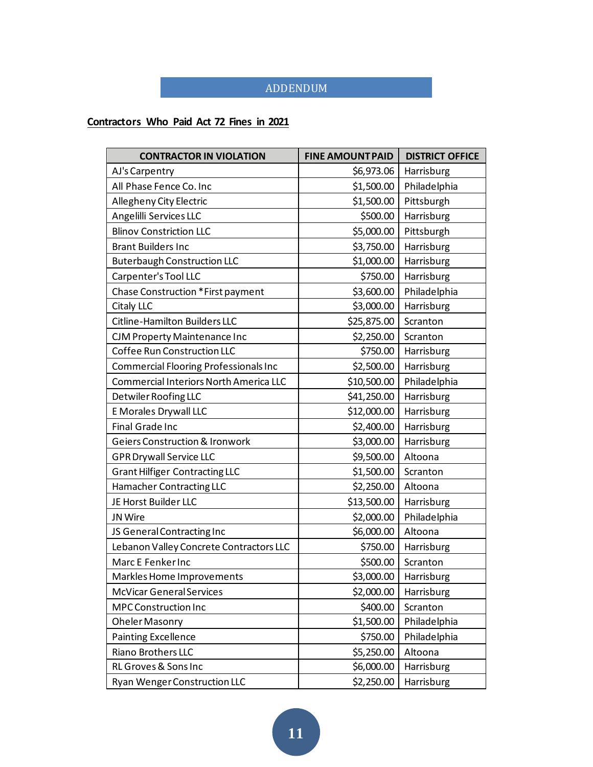## ADDENDUM

**Contractors Who Paid Act 72 Fines in 2021**

| CONTRACTOR IN VIOLATION | FINE AMOUNT PAID | DISTRICT OFFICE |
|---|---:|---|
| AJ's Carpentry | $6,973.06 | Harrisburg |
| All Phase Fence Co. Inc | $1,500.00 | Philadelphia |
| Allegheny City Electric | $1,500.00 | Pittsburgh |
| Angelilli Services LLC | $500.00 | Harrisburg |
| Blinov Constriction LLC | $5,000.00 | Pittsburgh |
| Brant Builders Inc | $3,750.00 | Harrisburg |
| Buterbaugh Construction LLC | $1,000.00 | Harrisburg |
| Carpenter's Tool LLC | $750.00 | Harrisburg |
| Chase Construction *First payment | $3,600.00 | Philadelphia |
| Citaly LLC | $3,000.00 | Harrisburg |
| Citline-Hamilton Builders LLC | $25,875.00 | Scranton |
| CJM Property Maintenance Inc | $2,250.00 | Scranton |
| Coffee Run Construction LLC | $750.00 | Harrisburg |
| Commercial Flooring Professionals Inc | $2,500.00 | Harrisburg |
| Commercial Interiors North America LLC | $10,500.00 | Philadelphia |
| Detwiler Roofing LLC | $41,250.00 | Harrisburg |
| E Morales Drywall LLC | $12,000.00 | Harrisburg |
| Final Grade Inc | $2,400.00 | Harrisburg |
| Geiers Construction & Ironwork | $3,000.00 | Harrisburg |
| GPR Drywall Service LLC | $9,500.00 | Altoona |
| Grant Hilfiger Contracting LLC | $1,500.00 | Scranton |
| Hamacher Contracting LLC | $2,250.00 | Altoona |
| JE Horst Builder LLC | $13,500.00 | Harrisburg |
| JN Wire | $2,000.00 | Philadelphia |
| JS General Contracting Inc | $6,000.00 | Altoona |
| Lebanon Valley Concrete Contractors LLC | $750.00 | Harrisburg |
| Marc E Fenker Inc | $500.00 | Scranton |
| Markles Home Improvements | $3,000.00 | Harrisburg |
| McVicar General Services | $2,000.00 | Harrisburg |
| MPC Construction Inc | $400.00 | Scranton |
| Oheler Masonry | $1,500.00 | Philadelphia |
| Painting Excellence | $750.00 | Philadelphia |
| Riano Brothers LLC | $5,250.00 | Altoona |
| RL Groves & Sons Inc | $6,000.00 | Harrisburg |
| Ryan Wenger Construction LLC | $2,250.00 | Harrisburg |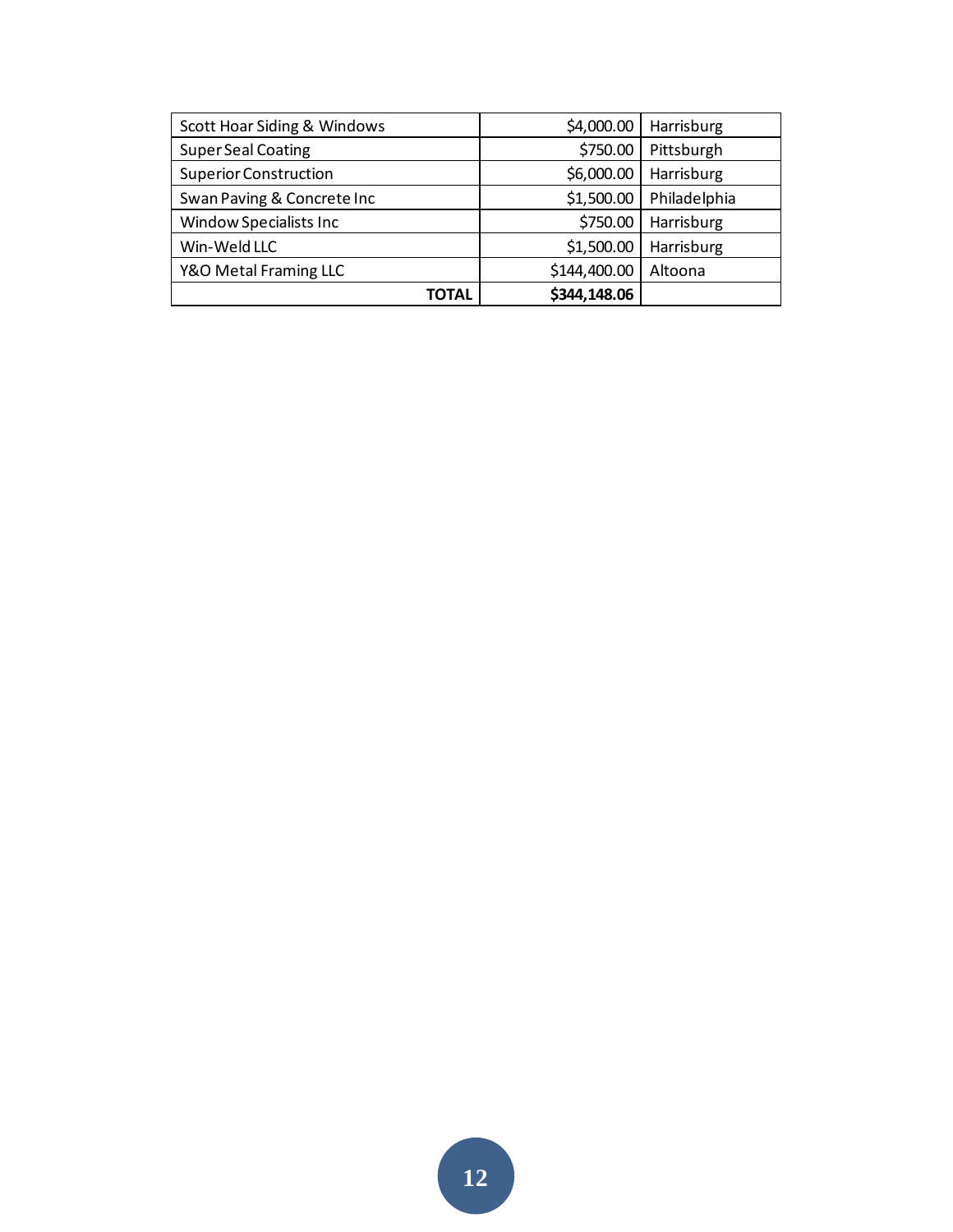| | | |
|---|---|---|
| Scott Hoar Siding & Windows | $4,000.00 | Harrisburg |
| Super Seal Coating | $750.00 | Pittsburgh |
| Superior Construction | $6,000.00 | Harrisburg |
| Swan Paving & Concrete Inc | $1,500.00 | Philadelphia |
| Window Specialists Inc | $750.00 | Harrisburg |
| Win-Weld LLC | $1,500.00 | Harrisburg |
| Y&O Metal Framing LLC | $144,400.00 | Altoona |
| **TOTAL** | **$344,148.06** | |